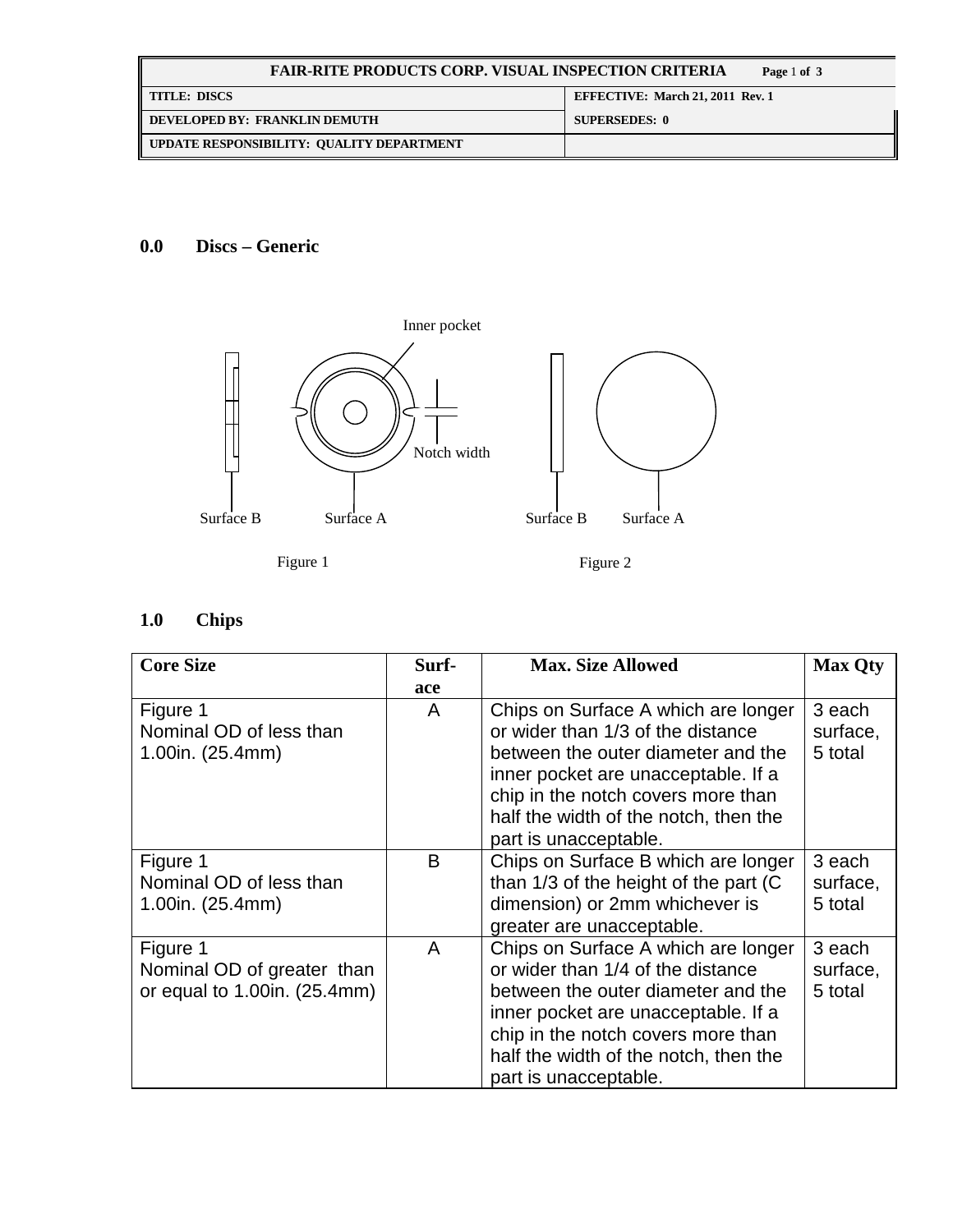| FAIR-RITE PRODUCTS CORP. VISUAL INSPECTION CRITERIA | |
|---|---|
| TITLE: DISCS | EFFECTIVE: March 21, 2011 Rev. 1 |
| DEVELOPED BY: FRANKLIN DEMUTH | SUPERSEDES: 0 |
| UPDATE RESPONSIBILITY: QUALITY DEPARTMENT | |

## 0.0 Discs – Generic

Inner pocket

Notch width

Surface B Surface A

Figure 1

Surface B Surface A

Figure 2

## 1.0 Chips

| Core Size | Surf-ace | Max. Size Allowed | Max Qty |
|---|---|---|---|
| Figure 1<br>Nominal OD of less than 1.00in. (25.4mm) | A | Chips on Surface A which are longer or wider than 1/3 of the distance between the outer diameter and the inner pocket are unacceptable. If a chip in the notch covers more than half the width of the notch, then the part is unacceptable. | 3 each surface, 5 total |
| Figure 1<br>Nominal OD of less than 1.00in. (25.4mm) | B | Chips on Surface B which are longer than 1/3 of the height of the part (C dimension) or 2mm whichever is greater are unacceptable. | 3 each surface, 5 total |
| Figure 1<br>Nominal OD of greater than or equal to 1.00in. (25.4mm) | A | Chips on Surface A which are longer or wider than 1/4 of the distance between the outer diameter and the inner pocket are unacceptable. If a chip in the notch covers more than half the width of the notch, then the part is unacceptable. | 3 each surface, 5 total |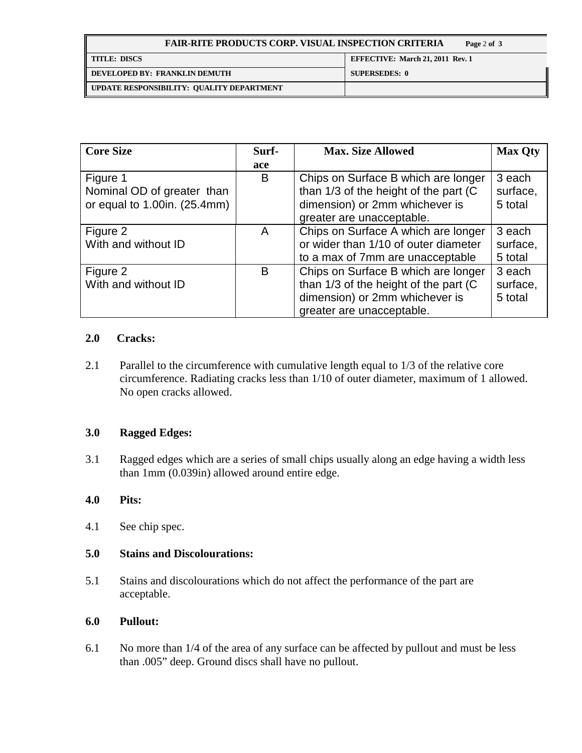| Core Size | Surf-ace | Max. Size Allowed | Max Qty |
|---|---|---|---|
| Figure 1<br>Nominal OD of greater than or equal to 1.00in. (25.4mm) | B | Chips on Surface B which are longer than 1/3 of the height of the part (C dimension) or 2mm whichever is greater are unacceptable. | 3 each surface, 5 total |
| Figure 2<br>With and without ID | A | Chips on Surface A which are longer or wider than 1/10 of outer diameter to a max of 7mm are unacceptable | 3 each surface, 5 total |
| Figure 2<br>With and without ID | B | Chips on Surface B which are longer than 1/3 of the height of the part (C dimension) or 2mm whichever is greater are unacceptable. | 3 each surface, 5 total |

**2.0 Cracks:**

2.1 Parallel to the circumference with cumulative length equal to 1/3 of the relative core circumference. Radiating cracks less than 1/10 of outer diameter, maximum of 1 allowed. No open cracks allowed.

**3.0 Ragged Edges:**

3.1 Ragged edges which are a series of small chips usually along an edge having a width less than 1mm (0.039in) allowed around entire edge.

**4.0 Pits:**

4.1 See chip spec.

**5.0 Stains and Discolourations:**

5.1 Stains and discolourations which do not affect the performance of the part are acceptable.

**6.0 Pullout:**

6.1 No more than 1/4 of the area of any surface can be affected by pullout and must be less than .005" deep. Ground discs shall have no pullout.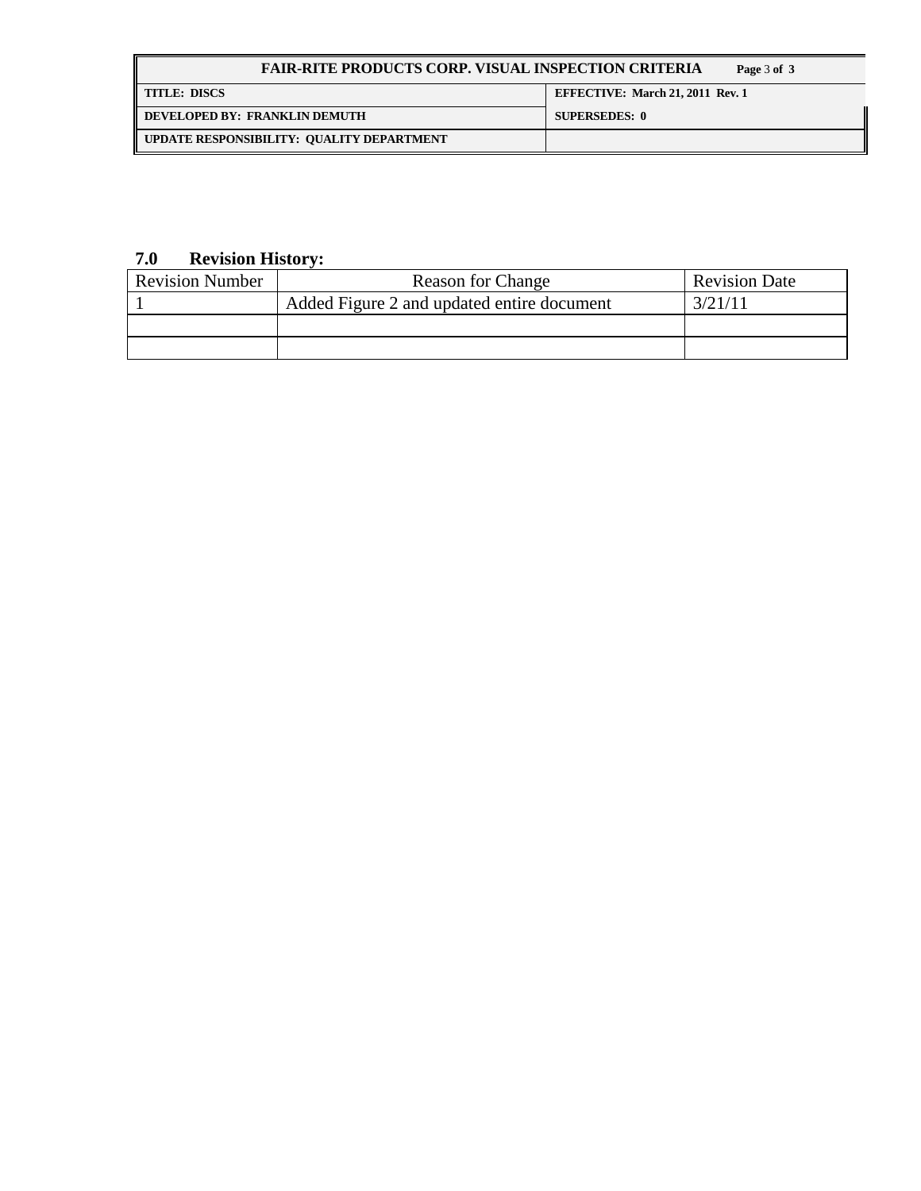## 7.0 Revision History:

| Revision Number | Reason for Change | Revision Date |
|---|---|---|
| 1 | Added Figure 2 and updated entire document | 3/21/11 |
| | | |
| | | |